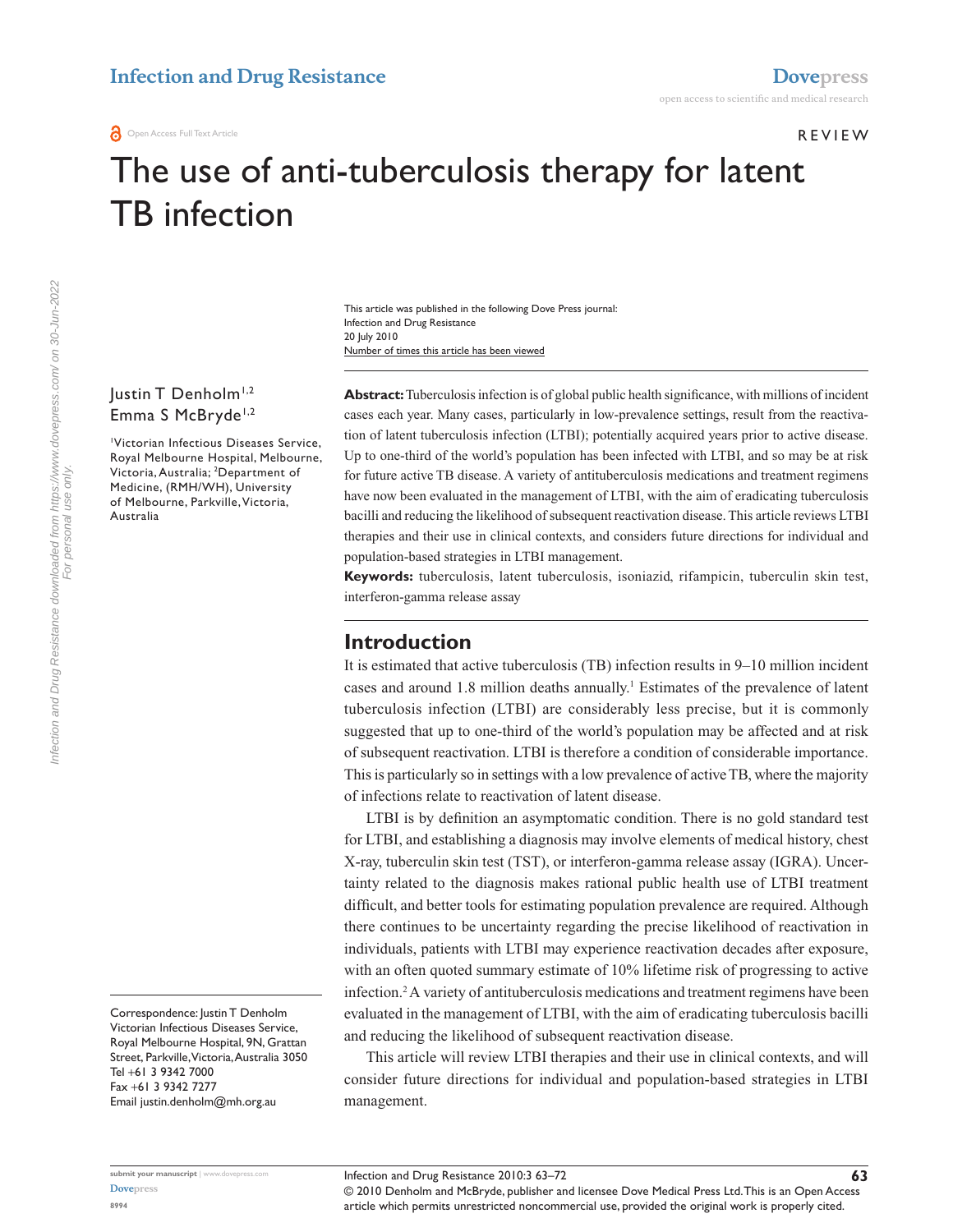Open Access Full Text Article

REVIEW

# The use of anti-tuberculosis therapy for latent TB infection

This article was published in the following Dove Press journal:
Infection and Drug Resistance
20 July 2010
Number of times this article has been viewed

Justin T Denholm[1,2]
Emma S McBryde[1,2]

[1]Victorian Infectious Diseases Service, Royal Melbourne Hospital, Melbourne, Victoria, Australia; [2]Department of Medicine, (RMH/WH), University of Melbourne, Parkville, Victoria, Australia

Correspondence: Justin T Denholm
Victorian Infectious Diseases Service, Royal Melbourne Hospital, 9N, Grattan Street, Parkville, Victoria, Australia 3050
Tel +61 3 9342 7000
Fax +61 3 9342 7277
Email justin.denholm@mh.org.au

**Abstract:** Tuberculosis infection is of global public health significance, with millions of incident cases each year. Many cases, particularly in low-prevalence settings, result from the reactivation of latent tuberculosis infection (LTBI); potentially acquired years prior to active disease. Up to one-third of the world's population has been infected with LTBI, and so may be at risk for future active TB disease. A variety of antituberculosis medications and treatment regimens have now been evaluated in the management of LTBI, with the aim of eradicating tuberculosis bacilli and reducing the likelihood of subsequent reactivation disease. This article reviews LTBI therapies and their use in clinical contexts, and considers future directions for individual and population-based strategies in LTBI management.

**Keywords:** tuberculosis, latent tuberculosis, isoniazid, rifampicin, tuberculin skin test, interferon-gamma release assay

## Introduction

It is estimated that active tuberculosis (TB) infection results in 9–10 million incident cases and around 1.8 million deaths annually.[1] Estimates of the prevalence of latent tuberculosis infection (LTBI) are considerably less precise, but it is commonly suggested that up to one-third of the world's population may be affected and at risk of subsequent reactivation. LTBI is therefore a condition of considerable importance. This is particularly so in settings with a low prevalence of active TB, where the majority of infections relate to reactivation of latent disease.

LTBI is by definition an asymptomatic condition. There is no gold standard test for LTBI, and establishing a diagnosis may involve elements of medical history, chest X-ray, tuberculin skin test (TST), or interferon-gamma release assay (IGRA). Uncertainty related to the diagnosis makes rational public health use of LTBI treatment difficult, and better tools for estimating population prevalence are required. Although there continues to be uncertainty regarding the precise likelihood of reactivation in individuals, patients with LTBI may experience reactivation decades after exposure, with an often quoted summary estimate of 10% lifetime risk of progressing to active infection.[2] A variety of antituberculosis medications and treatment regimens have been evaluated in the management of LTBI, with the aim of eradicating tuberculosis bacilli and reducing the likelihood of subsequent reactivation disease.

This article will review LTBI therapies and their use in clinical contexts, and will consider future directions for individual and population-based strategies in LTBI management.

© 2010 Denholm and McBryde, publisher and licensee Dove Medical Press Ltd. This is an Open Access article which permits unrestricted noncommercial use, provided the original work is properly cited.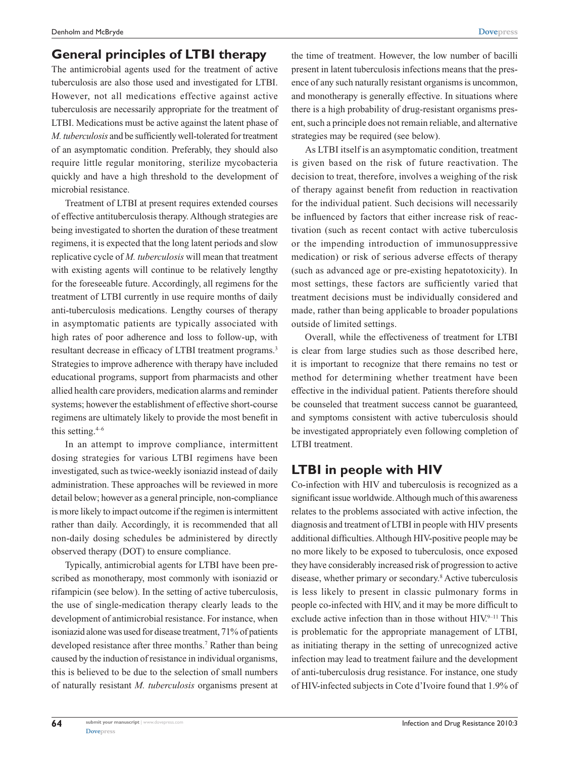## General principles of LTBI therapy

The antimicrobial agents used for the treatment of active tuberculosis are also those used and investigated for LTBI. However, not all medications effective against active tuberculosis are necessarily appropriate for the treatment of LTBI. Medications must be active against the latent phase of *M. tuberculosis* and be sufficiently well-tolerated for treatment of an asymptomatic condition. Preferably, they should also require little regular monitoring, sterilize mycobacteria quickly and have a high threshold to the development of microbial resistance.

Treatment of LTBI at present requires extended courses of effective antituberculosis therapy. Although strategies are being investigated to shorten the duration of these treatment regimens, it is expected that the long latent periods and slow replicative cycle of *M. tuberculosis* will mean that treatment with existing agents will continue to be relatively lengthy for the foreseeable future. Accordingly, all regimens for the treatment of LTBI currently in use require months of daily anti-tuberculosis medications. Lengthy courses of therapy in asymptomatic patients are typically associated with high rates of poor adherence and loss to follow-up, with resultant decrease in efficacy of LTBI treatment programs.[3] Strategies to improve adherence with therapy have included educational programs, support from pharmacists and other allied health care providers, medication alarms and reminder systems; however the establishment of effective short-course regimens are ultimately likely to provide the most benefit in this setting.[4–6]

In an attempt to improve compliance, intermittent dosing strategies for various LTBI regimens have been investigated, such as twice-weekly isoniazid instead of daily administration. These approaches will be reviewed in more detail below; however as a general principle, non-compliance is more likely to impact outcome if the regimen is intermittent rather than daily. Accordingly, it is recommended that all non-daily dosing schedules be administered by directly observed therapy (DOT) to ensure compliance.

Typically, antimicrobial agents for LTBI have been prescribed as monotherapy, most commonly with isoniazid or rifampicin (see below). In the setting of active tuberculosis, the use of single-medication therapy clearly leads to the development of antimicrobial resistance. For instance, when isoniazid alone was used for disease treatment, 71% of patients developed resistance after three months.[7] Rather than being caused by the induction of resistance in individual organisms, this is believed to be due to the selection of small numbers of naturally resistant *M. tuberculosis* organisms present at the time of treatment. However, the low number of bacilli present in latent tuberculosis infections means that the presence of any such naturally resistant organisms is uncommon, and monotherapy is generally effective. In situations where there is a high probability of drug-resistant organisms present, such a principle does not remain reliable, and alternative strategies may be required (see below).

As LTBI itself is an asymptomatic condition, treatment is given based on the risk of future reactivation. The decision to treat, therefore, involves a weighing of the risk of therapy against benefit from reduction in reactivation for the individual patient. Such decisions will necessarily be influenced by factors that either increase risk of reactivation (such as recent contact with active tuberculosis or the impending introduction of immunosuppressive medication) or risk of serious adverse effects of therapy (such as advanced age or pre-existing hepatotoxicity). In most settings, these factors are sufficiently varied that treatment decisions must be individually considered and made, rather than being applicable to broader populations outside of limited settings.

Overall, while the effectiveness of treatment for LTBI is clear from large studies such as those described here, it is important to recognize that there remains no test or method for determining whether treatment have been effective in the individual patient. Patients therefore should be counseled that treatment success cannot be guaranteed, and symptoms consistent with active tuberculosis should be investigated appropriately even following completion of LTBI treatment.

## LTBI in people with HIV

Co-infection with HIV and tuberculosis is recognized as a significant issue worldwide. Although much of this awareness relates to the problems associated with active infection, the diagnosis and treatment of LTBI in people with HIV presents additional difficulties. Although HIV-positive people may be no more likely to be exposed to tuberculosis, once exposed they have considerably increased risk of progression to active disease, whether primary or secondary.[8] Active tuberculosis is less likely to present in classic pulmonary forms in people co-infected with HIV, and it may be more difficult to exclude active infection than in those without HIV.[9–11] This is problematic for the appropriate management of LTBI, as initiating therapy in the setting of unrecognized active infection may lead to treatment failure and the development of anti-tuberculosis drug resistance. For instance, one study of HIV-infected subjects in Cote d'Ivoire found that 1.9% of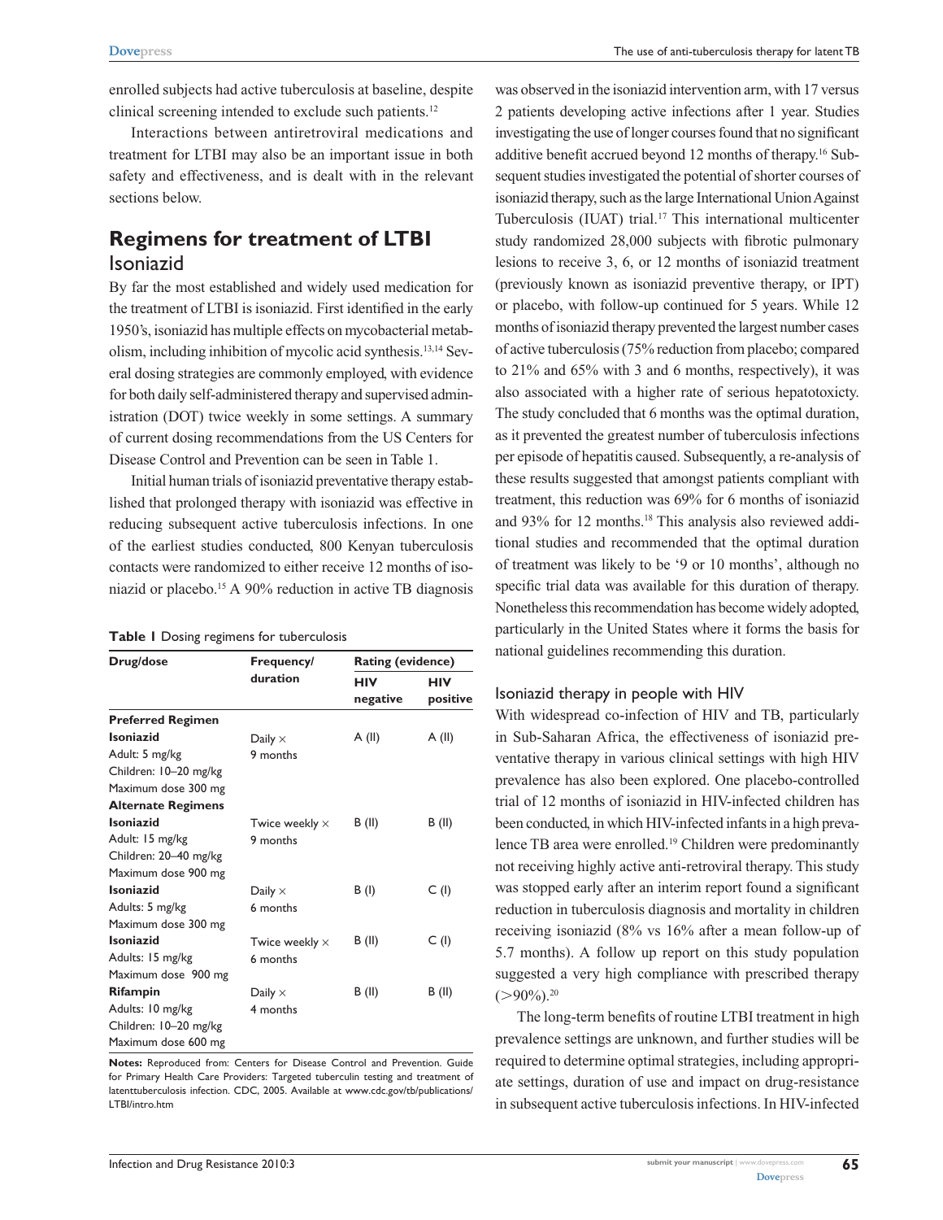enrolled subjects had active tuberculosis at baseline, despite clinical screening intended to exclude such patients.[12]

Interactions between antiretroviral medications and treatment for LTBI may also be an important issue in both safety and effectiveness, and is dealt with in the relevant sections below.

## Regimens for treatment of LTBI

### Isoniazid

By far the most established and widely used medication for the treatment of LTBI is isoniazid. First identified in the early 1950's, isoniazid has multiple effects on mycobacterial metabolism, including inhibition of mycolic acid synthesis.[13,14] Several dosing strategies are commonly employed, with evidence for both daily self-administered therapy and supervised administration (DOT) twice weekly in some settings. A summary of current dosing recommendations from the US Centers for Disease Control and Prevention can be seen in Table 1.

Initial human trials of isoniazid preventative therapy established that prolonged therapy with isoniazid was effective in reducing subsequent active tuberculosis infections. In one of the earliest studies conducted, 800 Kenyan tuberculosis contacts were randomized to either receive 12 months of isoniazid or placebo.[15] A 90% reduction in active TB diagnosis was observed in the isoniazid intervention arm, with 17 versus 2 patients developing active infections after 1 year. Studies investigating the use of longer courses found that no significant additive benefit accrued beyond 12 months of therapy.[16] Subsequent studies investigated the potential of shorter courses of isoniazid therapy, such as the large International Union Against Tuberculosis (IUAT) trial.[17] This international multicenter study randomized 28,000 subjects with fibrotic pulmonary lesions to receive 3, 6, or 12 months of isoniazid treatment (previously known as isoniazid preventive therapy, or IPT) or placebo, with follow-up continued for 5 years. While 12 months of isoniazid therapy prevented the largest number cases of active tuberculosis (75% reduction from placebo; compared to 21% and 65% with 3 and 6 months, respectively), it was also associated with a higher rate of serious hepatotoxicty. The study concluded that 6 months was the optimal duration, as it prevented the greatest number of tuberculosis infections per episode of hepatitis caused. Subsequently, a re-analysis of these results suggested that amongst patients compliant with treatment, this reduction was 69% for 6 months of isoniazid and 93% for 12 months.[18] This analysis also reviewed additional studies and recommended that the optimal duration of treatment was likely to be '9 or 10 months', although no specific trial data was available for this duration of therapy. Nonetheless this recommendation has become widely adopted, particularly in the United States where it forms the basis for national guidelines recommending this duration.

**Table 1** Dosing regimens for tuberculosis

| Drug/dose | Frequency/duration | Rating (evidence) | |
|---|---|---|---|
| | | HIV negative | HIV positive |
| **Preferred Regimen** | | | |
| **Isoniazid**<br>Adult: 5 mg/kg<br>Children: 10–20 mg/kg<br>Maximum dose 300 mg | Daily × 9 months | A (II) | A (II) |
| **Alternate Regimens** | | | |
| **Isoniazid**<br>Adult: 15 mg/kg<br>Children: 20–40 mg/kg<br>Maximum dose 900 mg | Twice weekly × 9 months | B (II) | B (II) |
| **Isoniazid**<br>Adults: 5 mg/kg<br>Maximum dose 300 mg | Daily × 6 months | B (I) | C (I) |
| **Isoniazid**<br>Adults: 15 mg/kg<br>Maximum dose 900 mg | Twice weekly × 6 months | B (II) | C (I) |
| **Rifampin**<br>Adults: 10 mg/kg<br>Children: 10–20 mg/kg<br>Maximum dose 600 mg | Daily × 4 months | B (II) | B (II) |

**Notes:** Reproduced from: Centers for Disease Control and Prevention. Guide for Primary Health Care Providers: Targeted tuberculin testing and treatment of latenttuberculosis infection. CDC, 2005. Available at www.cdc.gov/tb/publications/LTBI/intro.htm

#### Isoniazid therapy in people with HIV

With widespread co-infection of HIV and TB, particularly in Sub-Saharan Africa, the effectiveness of isoniazid preventative therapy in various clinical settings with high HIV prevalence has also been explored. One placebo-controlled trial of 12 months of isoniazid in HIV-infected children has been conducted, in which HIV-infected infants in a high prevalence TB area were enrolled.[19] Children were predominantly not receiving highly active anti-retroviral therapy. This study was stopped early after an interim report found a significant reduction in tuberculosis diagnosis and mortality in children receiving isoniazid (8% vs 16% after a mean follow-up of 5.7 months). A follow up report on this study population suggested a very high compliance with prescribed therapy (>90%).[20]

The long-term benefits of routine LTBI treatment in high prevalence settings are unknown, and further studies will be required to determine optimal strategies, including appropriate settings, duration of use and impact on drug-resistance in subsequent active tuberculosis infections. In HIV-infected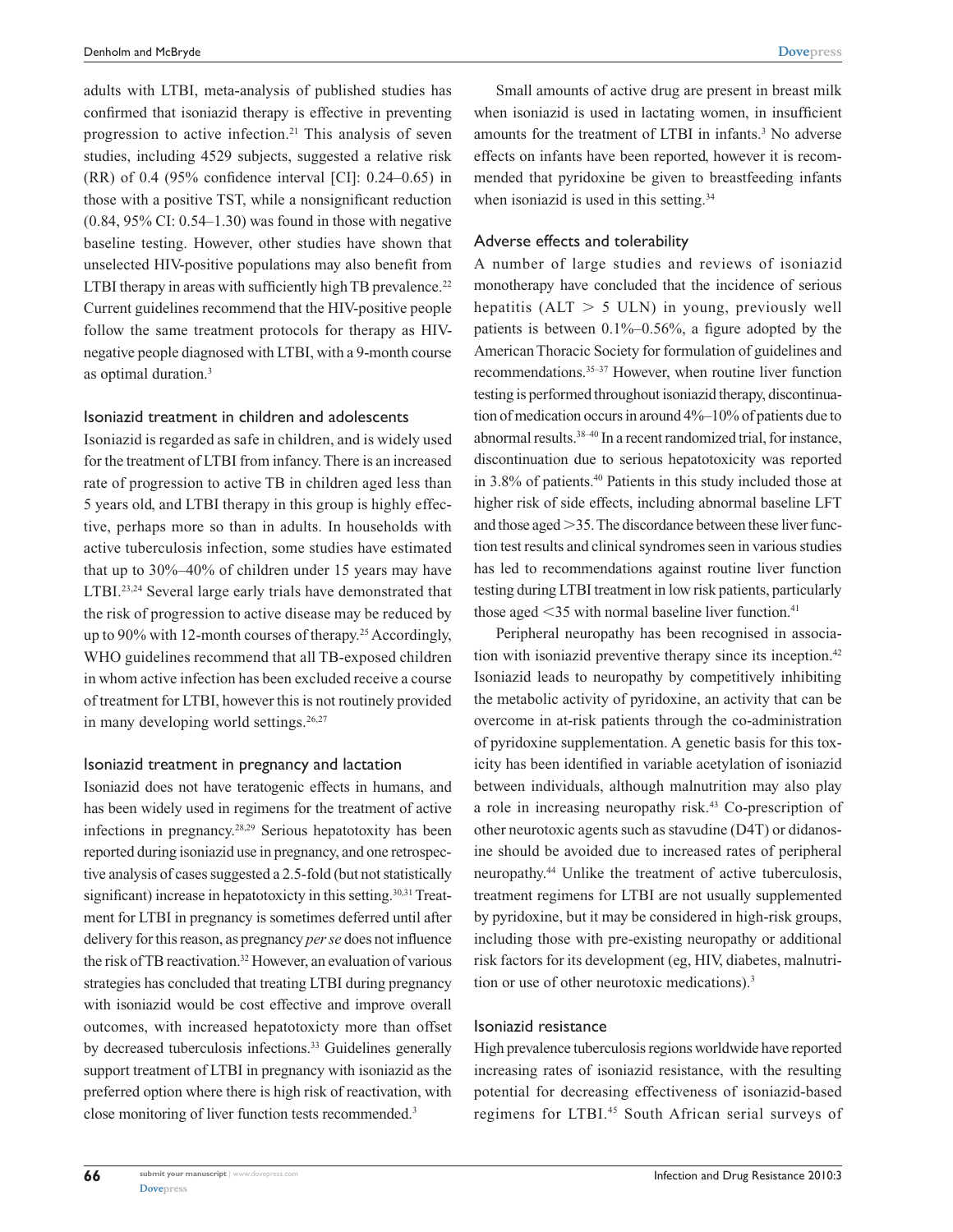adults with LTBI, meta-analysis of published studies has confirmed that isoniazid therapy is effective in preventing progression to active infection.[21] This analysis of seven studies, including 4529 subjects, suggested a relative risk (RR) of 0.4 (95% confidence interval [CI]: 0.24–0.65) in those with a positive TST, while a nonsignificant reduction (0.84, 95% CI: 0.54–1.30) was found in those with negative baseline testing. However, other studies have shown that unselected HIV-positive populations may also benefit from LTBI therapy in areas with sufficiently high TB prevalence.[22] Current guidelines recommend that the HIV-positive people follow the same treatment protocols for therapy as HIV-negative people diagnosed with LTBI, with a 9-month course as optimal duration.[3]

### Isoniazid treatment in children and adolescents

Isoniazid is regarded as safe in children, and is widely used for the treatment of LTBI from infancy. There is an increased rate of progression to active TB in children aged less than 5 years old, and LTBI therapy in this group is highly effective, perhaps more so than in adults. In households with active tuberculosis infection, some studies have estimated that up to 30%–40% of children under 15 years may have LTBI.[23,24] Several large early trials have demonstrated that the risk of progression to active disease may be reduced by up to 90% with 12-month courses of therapy.[25] Accordingly, WHO guidelines recommend that all TB-exposed children in whom active infection has been excluded receive a course of treatment for LTBI, however this is not routinely provided in many developing world settings.[26,27]

### Isoniazid treatment in pregnancy and lactation

Isoniazid does not have teratogenic effects in humans, and has been widely used in regimens for the treatment of active infections in pregnancy.[28,29] Serious hepatotoxity has been reported during isoniazid use in pregnancy, and one retrospective analysis of cases suggested a 2.5-fold (but not statistically significant) increase in hepatotoxicty in this setting.[30,31] Treatment for LTBI in pregnancy is sometimes deferred until after delivery for this reason, as pregnancy *per se* does not influence the risk of TB reactivation.[32] However, an evaluation of various strategies has concluded that treating LTBI during pregnancy with isoniazid would be cost effective and improve overall outcomes, with increased hepatotoxicty more than offset by decreased tuberculosis infections.[33] Guidelines generally support treatment of LTBI in pregnancy with isoniazid as the preferred option where there is high risk of reactivation, with close monitoring of liver function tests recommended.[3]

Small amounts of active drug are present in breast milk when isoniazid is used in lactating women, in insufficient amounts for the treatment of LTBI in infants.[3] No adverse effects on infants have been reported, however it is recommended that pyridoxine be given to breastfeeding infants when isoniazid is used in this setting.[34]

### Adverse effects and tolerability

A number of large studies and reviews of isoniazid monotherapy have concluded that the incidence of serious hepatitis (ALT $>$ 5 ULN) in young, previously well patients is between 0.1%–0.56%, a figure adopted by the American Thoracic Society for formulation of guidelines and recommendations.[35–37] However, when routine liver function testing is performed throughout isoniazid therapy, discontinuation of medication occurs in around 4%–10% of patients due to abnormal results.[38–40] In a recent randomized trial, for instance, discontinuation due to serious hepatotoxicity was reported in 3.8% of patients.[40] Patients in this study included those at higher risk of side effects, including abnormal baseline LFT and those aged $>$35. The discordance between these liver function test results and clinical syndromes seen in various studies has led to recommendations against routine liver function testing during LTBI treatment in low risk patients, particularly those aged $<$35 with normal baseline liver function.[41]

Peripheral neuropathy has been recognised in association with isoniazid preventive therapy since its inception.[42] Isoniazid leads to neuropathy by competitively inhibiting the metabolic activity of pyridoxine, an activity that can be overcome in at-risk patients through the co-administration of pyridoxine supplementation. A genetic basis for this toxicity has been identified in variable acetylation of isoniazid between individuals, although malnutrition may also play a role in increasing neuropathy risk.[43] Co-prescription of other neurotoxic agents such as stavudine (D4T) or didanosine should be avoided due to increased rates of peripheral neuropathy.[44] Unlike the treatment of active tuberculosis, treatment regimens for LTBI are not usually supplemented by pyridoxine, but it may be considered in high-risk groups, including those with pre-existing neuropathy or additional risk factors for its development (eg, HIV, diabetes, malnutrition or use of other neurotoxic medications).[3]

### Isoniazid resistance

High prevalence tuberculosis regions worldwide have reported increasing rates of isoniazid resistance, with the resulting potential for decreasing effectiveness of isoniazid-based regimens for LTBI.[45] South African serial surveys of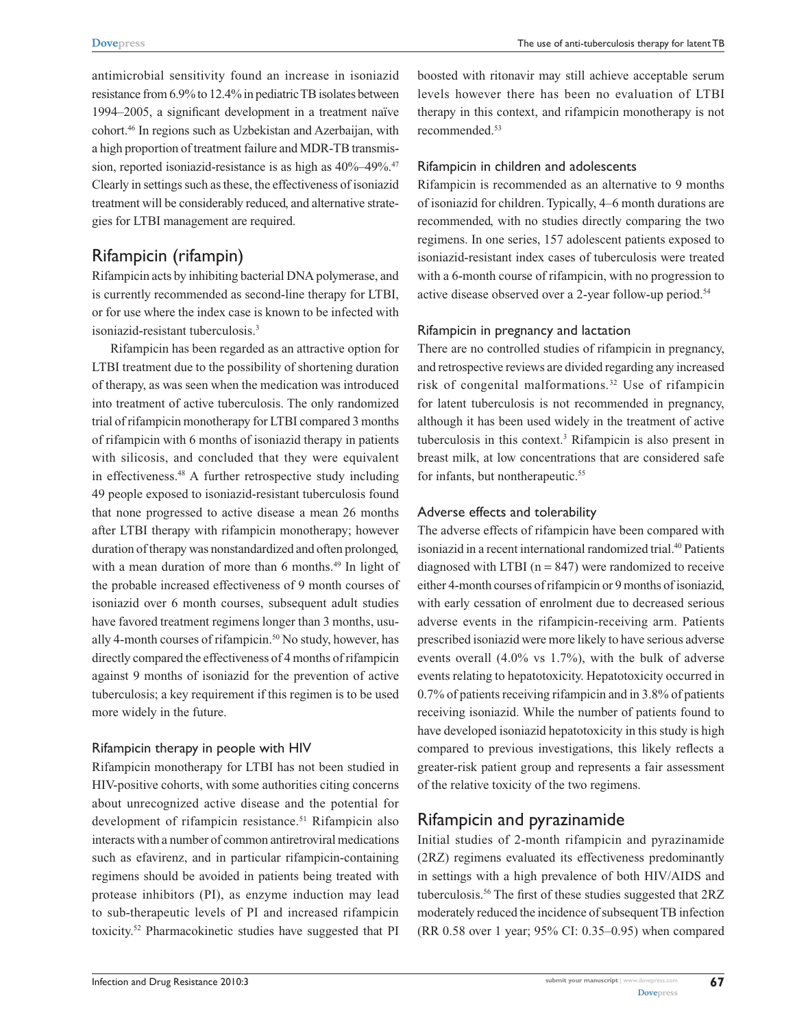antimicrobial sensitivity found an increase in isoniazid resistance from 6.9% to 12.4% in pediatric TB isolates between 1994–2005, a significant development in a treatment naïve cohort.[46] In regions such as Uzbekistan and Azerbaijan, with a high proportion of treatment failure and MDR-TB transmission, reported isoniazid-resistance is as high as 40%–49%.[47] Clearly in settings such as these, the effectiveness of isoniazid treatment will be considerably reduced, and alternative strategies for LTBI management are required.

## Rifampicin (rifampin)

Rifampicin acts by inhibiting bacterial DNA polymerase, and is currently recommended as second-line therapy for LTBI, or for use where the index case is known to be infected with isoniazid-resistant tuberculosis.[3]

Rifampicin has been regarded as an attractive option for LTBI treatment due to the possibility of shortening duration of therapy, as was seen when the medication was introduced into treatment of active tuberculosis. The only randomized trial of rifampicin monotherapy for LTBI compared 3 months of rifampicin with 6 months of isoniazid therapy in patients with silicosis, and concluded that they were equivalent in effectiveness.[48] A further retrospective study including 49 people exposed to isoniazid-resistant tuberculosis found that none progressed to active disease a mean 26 months after LTBI therapy with rifampicin monotherapy; however duration of therapy was nonstandardized and often prolonged, with a mean duration of more than 6 months.[49] In light of the probable increased effectiveness of 9 month courses of isoniazid over 6 month courses, subsequent adult studies have favored treatment regimens longer than 3 months, usually 4-month courses of rifampicin.[50] No study, however, has directly compared the effectiveness of 4 months of rifampicin against 9 months of isoniazid for the prevention of active tuberculosis; a key requirement if this regimen is to be used more widely in the future.

### Rifampicin therapy in people with HIV

Rifampicin monotherapy for LTBI has not been studied in HIV-positive cohorts, with some authorities citing concerns about unrecognized active disease and the potential for development of rifampicin resistance.[51] Rifampicin also interacts with a number of common antiretroviral medications such as efavirenz, and in particular rifampicin-containing regimens should be avoided in patients being treated with protease inhibitors (PI), as enzyme induction may lead to sub-therapeutic levels of PI and increased rifampicin toxicity.[52] Pharmacokinetic studies have suggested that PI boosted with ritonavir may still achieve acceptable serum levels however there has been no evaluation of LTBI therapy in this context, and rifampicin monotherapy is not recommended.[53]

### Rifampicin in children and adolescents

Rifampicin is recommended as an alternative to 9 months of isoniazid for children. Typically, 4–6 month durations are recommended, with no studies directly comparing the two regimens. In one series, 157 adolescent patients exposed to isoniazid-resistant index cases of tuberculosis were treated with a 6-month course of rifampicin, with no progression to active disease observed over a 2-year follow-up period.[54]

### Rifampicin in pregnancy and lactation

There are no controlled studies of rifampicin in pregnancy, and retrospective reviews are divided regarding any increased risk of congenital malformations.[32] Use of rifampicin for latent tuberculosis is not recommended in pregnancy, although it has been used widely in the treatment of active tuberculosis in this context.[3] Rifampicin is also present in breast milk, at low concentrations that are considered safe for infants, but nontherapeutic.[55]

### Adverse effects and tolerability

The adverse effects of rifampicin have been compared with isoniazid in a recent international randomized trial.[40] Patients diagnosed with LTBI (n = 847) were randomized to receive either 4-month courses of rifampicin or 9 months of isoniazid, with early cessation of enrolment due to decreased serious adverse events in the rifampicin-receiving arm. Patients prescribed isoniazid were more likely to have serious adverse events overall (4.0% vs 1.7%), with the bulk of adverse events relating to hepatotoxicity. Hepatotoxicity occurred in 0.7% of patients receiving rifampicin and in 3.8% of patients receiving isoniazid. While the number of patients found to have developed isoniazid hepatotoxicity in this study is high compared to previous investigations, this likely reflects a greater-risk patient group and represents a fair assessment of the relative toxicity of the two regimens.

## Rifampicin and pyrazinamide

Initial studies of 2-month rifampicin and pyrazinamide (2RZ) regimens evaluated its effectiveness predominantly in settings with a high prevalence of both HIV/AIDS and tuberculosis.[56] The first of these studies suggested that 2RZ moderately reduced the incidence of subsequent TB infection (RR 0.58 over 1 year; 95% CI: 0.35–0.95) when compared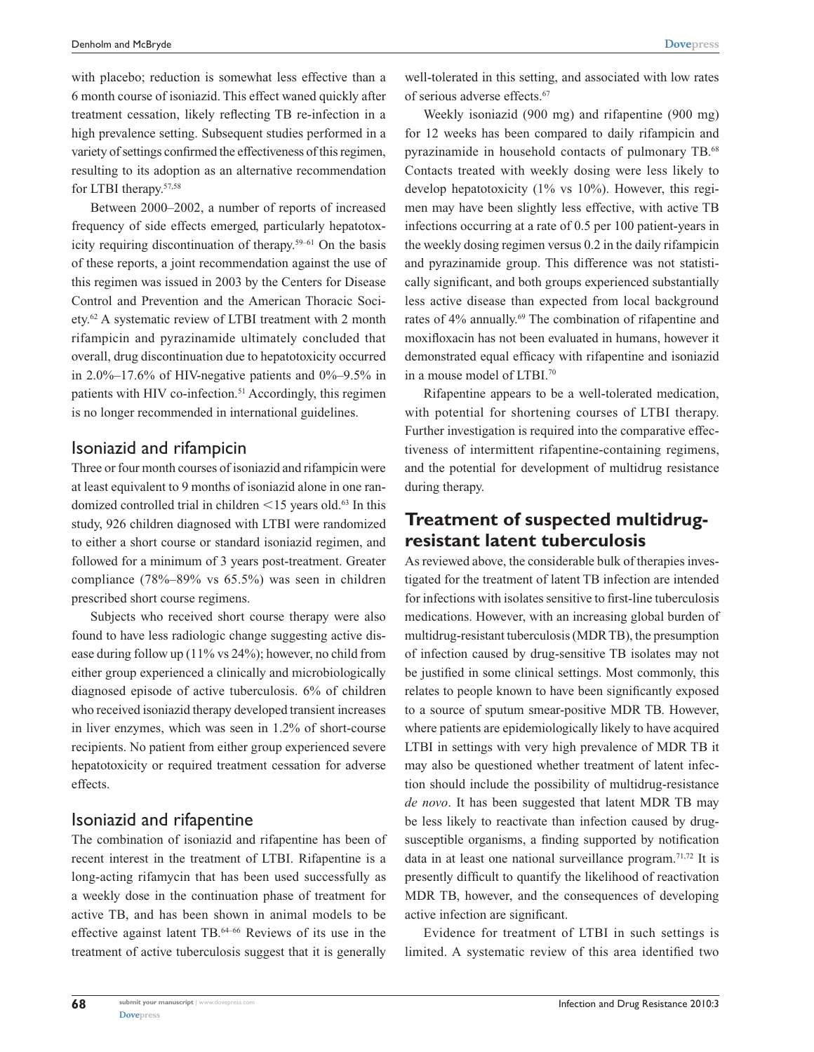with placebo; reduction is somewhat less effective than a 6 month course of isoniazid. This effect waned quickly after treatment cessation, likely reflecting TB re-infection in a high prevalence setting. Subsequent studies performed in a variety of settings confirmed the effectiveness of this regimen, resulting to its adoption as an alternative recommendation for LTBI therapy.[57,58]

Between 2000–2002, a number of reports of increased frequency of side effects emerged, particularly hepatotoxicity requiring discontinuation of therapy.[59–61] On the basis of these reports, a joint recommendation against the use of this regimen was issued in 2003 by the Centers for Disease Control and Prevention and the American Thoracic Society.[62] A systematic review of LTBI treatment with 2 month rifampicin and pyrazinamide ultimately concluded that overall, drug discontinuation due to hepatotoxicity occurred in 2.0%–17.6% of HIV-negative patients and 0%–9.5% in patients with HIV co-infection.[51] Accordingly, this regimen is no longer recommended in international guidelines.

### Isoniazid and rifampicin

Three or four month courses of isoniazid and rifampicin were at least equivalent to 9 months of isoniazid alone in one randomized controlled trial in children <15 years old.[63] In this study, 926 children diagnosed with LTBI were randomized to either a short course or standard isoniazid regimen, and followed for a minimum of 3 years post-treatment. Greater compliance (78%–89% vs 65.5%) was seen in children prescribed short course regimens.

Subjects who received short course therapy were also found to have less radiologic change suggesting active disease during follow up (11% vs 24%); however, no child from either group experienced a clinically and microbiologically diagnosed episode of active tuberculosis. 6% of children who received isoniazid therapy developed transient increases in liver enzymes, which was seen in 1.2% of short-course recipients. No patient from either group experienced severe hepatotoxicity or required treatment cessation for adverse effects.

### Isoniazid and rifapentine

The combination of isoniazid and rifapentine has been of recent interest in the treatment of LTBI. Rifapentine is a long-acting rifamycin that has been used successfully as a weekly dose in the continuation phase of treatment for active TB, and has been shown in animal models to be effective against latent TB.[64–66] Reviews of its use in the treatment of active tuberculosis suggest that it is generally well-tolerated in this setting, and associated with low rates of serious adverse effects.[67]

Weekly isoniazid (900 mg) and rifapentine (900 mg) for 12 weeks has been compared to daily rifampicin and pyrazinamide in household contacts of pulmonary TB.[68] Contacts treated with weekly dosing were less likely to develop hepatotoxicity (1% vs 10%). However, this regimen may have been slightly less effective, with active TB infections occurring at a rate of 0.5 per 100 patient-years in the weekly dosing regimen versus 0.2 in the daily rifampicin and pyrazinamide group. This difference was not statistically significant, and both groups experienced substantially less active disease than expected from local background rates of 4% annually.[69] The combination of rifapentine and moxifloxacin has not been evaluated in humans, however it demonstrated equal efficacy with rifapentine and isoniazid in a mouse model of LTBI.[70]

Rifapentine appears to be a well-tolerated medication, with potential for shortening courses of LTBI therapy. Further investigation is required into the comparative effectiveness of intermittent rifapentine-containing regimens, and the potential for development of multidrug resistance during therapy.

## Treatment of suspected multidrug-resistant latent tuberculosis

As reviewed above, the considerable bulk of therapies investigated for the treatment of latent TB infection are intended for infections with isolates sensitive to first-line tuberculosis medications. However, with an increasing global burden of multidrug-resistant tuberculosis (MDR TB), the presumption of infection caused by drug-sensitive TB isolates may not be justified in some clinical settings. Most commonly, this relates to people known to have been significantly exposed to a source of sputum smear-positive MDR TB. However, where patients are epidemiologically likely to have acquired LTBI in settings with very high prevalence of MDR TB it may also be questioned whether treatment of latent infection should include the possibility of multidrug-resistance *de novo*. It has been suggested that latent MDR TB may be less likely to reactivate than infection caused by drug-susceptible organisms, a finding supported by notification data in at least one national surveillance program.[71,72] It is presently difficult to quantify the likelihood of reactivation MDR TB, however, and the consequences of developing active infection are significant.

Evidence for treatment of LTBI in such settings is limited. A systematic review of this area identified two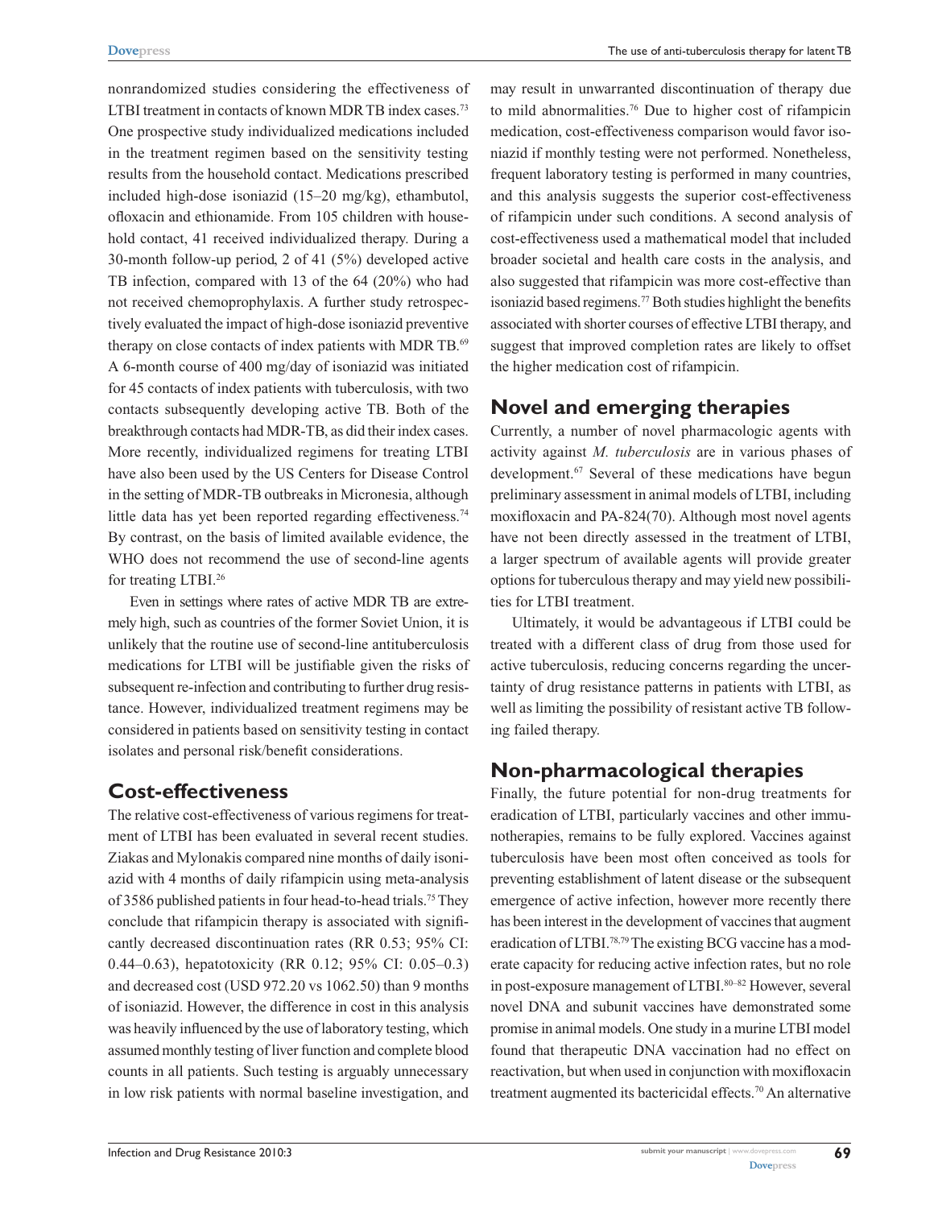nonrandomized studies considering the effectiveness of LTBI treatment in contacts of known MDR TB index cases.[73] One prospective study individualized medications included in the treatment regimen based on the sensitivity testing results from the household contact. Medications prescribed included high-dose isoniazid (15–20 mg/kg), ethambutol, ofloxacin and ethionamide. From 105 children with household contact, 41 received individualized therapy. During a 30-month follow-up period, 2 of 41 (5%) developed active TB infection, compared with 13 of the 64 (20%) who had not received chemoprophylaxis. A further study retrospectively evaluated the impact of high-dose isoniazid preventive therapy on close contacts of index patients with MDR TB.[69] A 6-month course of 400 mg/day of isoniazid was initiated for 45 contacts of index patients with tuberculosis, with two contacts subsequently developing active TB. Both of the breakthrough contacts had MDR-TB, as did their index cases. More recently, individualized regimens for treating LTBI have also been used by the US Centers for Disease Control in the setting of MDR-TB outbreaks in Micronesia, although little data has yet been reported regarding effectiveness.[74] By contrast, on the basis of limited available evidence, the WHO does not recommend the use of second-line agents for treating LTBI.[26]

Even in settings where rates of active MDR TB are extremely high, such as countries of the former Soviet Union, it is unlikely that the routine use of second-line antituberculosis medications for LTBI will be justifiable given the risks of subsequent re-infection and contributing to further drug resistance. However, individualized treatment regimens may be considered in patients based on sensitivity testing in contact isolates and personal risk/benefit considerations.

## Cost-effectiveness

The relative cost-effectiveness of various regimens for treatment of LTBI has been evaluated in several recent studies. Ziakas and Mylonakis compared nine months of daily isoniazid with 4 months of daily rifampicin using meta-analysis of 3586 published patients in four head-to-head trials.[75] They conclude that rifampicin therapy is associated with significantly decreased discontinuation rates (RR 0.53; 95% CI: 0.44–0.63), hepatotoxicity (RR 0.12; 95% CI: 0.05–0.3) and decreased cost (USD 972.20 vs 1062.50) than 9 months of isoniazid. However, the difference in cost in this analysis was heavily influenced by the use of laboratory testing, which assumed monthly testing of liver function and complete blood counts in all patients. Such testing is arguably unnecessary in low risk patients with normal baseline investigation, and may result in unwarranted discontinuation of therapy due to mild abnormalities.[76] Due to higher cost of rifampicin medication, cost-effectiveness comparison would favor isoniazid if monthly testing were not performed. Nonetheless, frequent laboratory testing is performed in many countries, and this analysis suggests the superior cost-effectiveness of rifampicin under such conditions. A second analysis of cost-effectiveness used a mathematical model that included broader societal and health care costs in the analysis, and also suggested that rifampicin was more cost-effective than isoniazid based regimens.[77] Both studies highlight the benefits associated with shorter courses of effective LTBI therapy, and suggest that improved completion rates are likely to offset the higher medication cost of rifampicin.

## Novel and emerging therapies

Currently, a number of novel pharmacologic agents with activity against *M. tuberculosis* are in various phases of development.[67] Several of these medications have begun preliminary assessment in animal models of LTBI, including moxifloxacin and PA-824(70). Although most novel agents have not been directly assessed in the treatment of LTBI, a larger spectrum of available agents will provide greater options for tuberculous therapy and may yield new possibilities for LTBI treatment.

Ultimately, it would be advantageous if LTBI could be treated with a different class of drug from those used for active tuberculosis, reducing concerns regarding the uncertainty of drug resistance patterns in patients with LTBI, as well as limiting the possibility of resistant active TB following failed therapy.

## Non-pharmacological therapies

Finally, the future potential for non-drug treatments for eradication of LTBI, particularly vaccines and other immunotherapies, remains to be fully explored. Vaccines against tuberculosis have been most often conceived as tools for preventing establishment of latent disease or the subsequent emergence of active infection, however more recently there has been interest in the development of vaccines that augment eradication of LTBI.[78,79] The existing BCG vaccine has a moderate capacity for reducing active infection rates, but no role in post-exposure management of LTBI.[80–82] However, several novel DNA and subunit vaccines have demonstrated some promise in animal models. One study in a murine LTBI model found that therapeutic DNA vaccination had no effect on reactivation, but when used in conjunction with moxifloxacin treatment augmented its bactericidal effects.[70] An alternative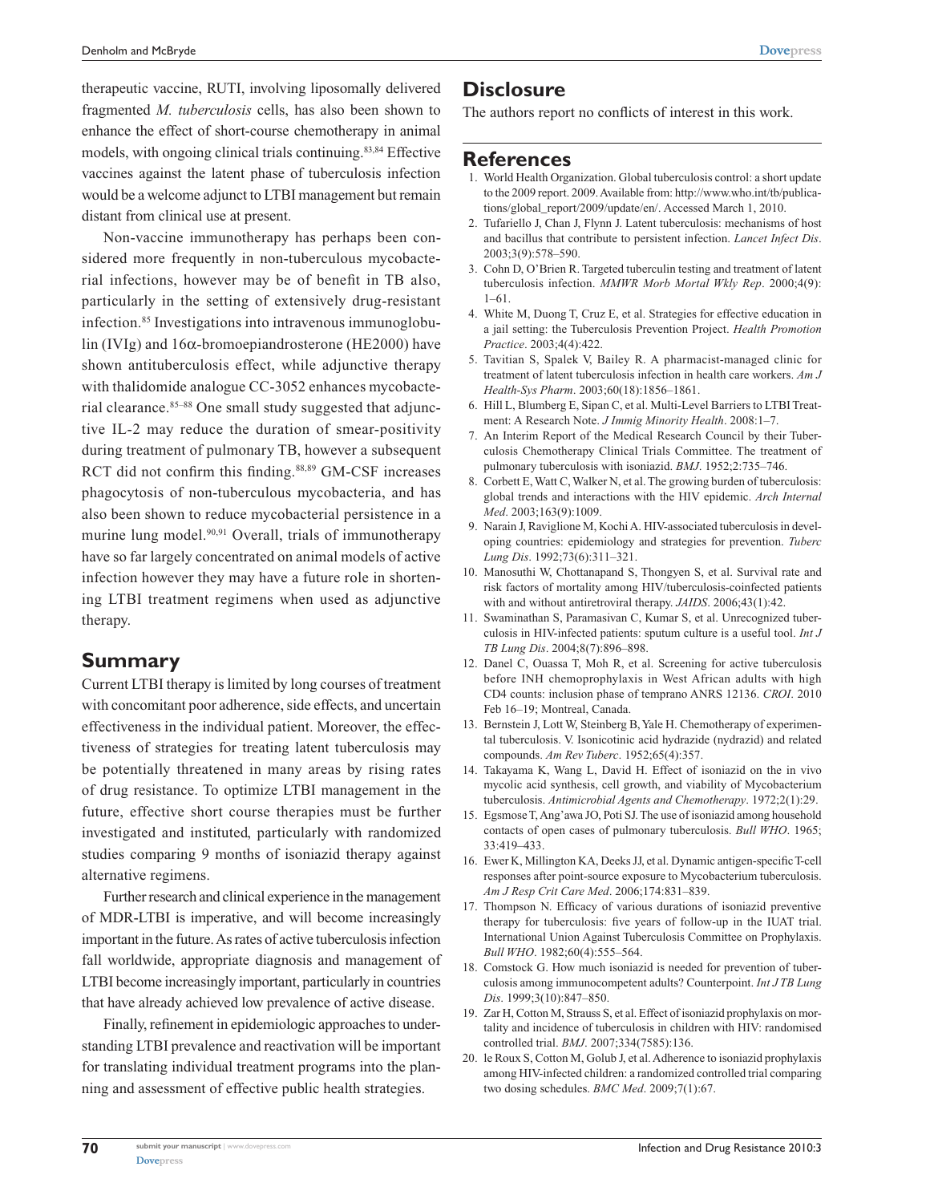therapeutic vaccine, RUTI, involving liposomally delivered fragmented *M. tuberculosis* cells, has also been shown to enhance the effect of short-course chemotherapy in animal models, with ongoing clinical trials continuing.[83,84] Effective vaccines against the latent phase of tuberculosis infection would be a welcome adjunct to LTBI management but remain distant from clinical use at present.

Non-vaccine immunotherapy has perhaps been considered more frequently in non-tuberculous mycobacterial infections, however may be of benefit in TB also, particularly in the setting of extensively drug-resistant infection.[85] Investigations into intravenous immunoglobulin (IVIg) and 16α-bromoepiandrosterone (HE2000) have shown antituberculosis effect, while adjunctive therapy with thalidomide analogue CC-3052 enhances mycobacterial clearance.[85–88] One small study suggested that adjunctive IL-2 may reduce the duration of smear-positivity during treatment of pulmonary TB, however a subsequent RCT did not confirm this finding.[88,89] GM-CSF increases phagocytosis of non-tuberculous mycobacteria, and has also been shown to reduce mycobacterial persistence in a murine lung model.[90,91] Overall, trials of immunotherapy have so far largely concentrated on animal models of active infection however they may have a future role in shortening LTBI treatment regimens when used as adjunctive therapy.

## Summary

Current LTBI therapy is limited by long courses of treatment with concomitant poor adherence, side effects, and uncertain effectiveness in the individual patient. Moreover, the effectiveness of strategies for treating latent tuberculosis may be potentially threatened in many areas by rising rates of drug resistance. To optimize LTBI management in the future, effective short course therapies must be further investigated and instituted, particularly with randomized studies comparing 9 months of isoniazid therapy against alternative regimens.

Further research and clinical experience in the management of MDR-LTBI is imperative, and will become increasingly important in the future. As rates of active tuberculosis infection fall worldwide, appropriate diagnosis and management of LTBI become increasingly important, particularly in countries that have already achieved low prevalence of active disease.

Finally, refinement in epidemiologic approaches to understanding LTBI prevalence and reactivation will be important for translating individual treatment programs into the planning and assessment of effective public health strategies.

## Disclosure

The authors report no conflicts of interest in this work.

## References

1. World Health Organization. Global tuberculosis control: a short update to the 2009 report. 2009. Available from: http://www.who.int/tb/publications/global_report/2009/update/en/. Accessed March 1, 2010.
2. Tufariello J, Chan J, Flynn J. Latent tuberculosis: mechanisms of host and bacillus that contribute to persistent infection. *Lancet Infect Dis*. 2003;3(9):578–590.
3. Cohn D, O'Brien R. Targeted tuberculin testing and treatment of latent tuberculosis infection. *MMWR Morb Mortal Wkly Rep*. 2000;4(9): 1–61.
4. White M, Duong T, Cruz E, et al. Strategies for effective education in a jail setting: the Tuberculosis Prevention Project. *Health Promotion Practice*. 2003;4(4):422.
5. Tavitian S, Spalek V, Bailey R. A pharmacist-managed clinic for treatment of latent tuberculosis infection in health care workers. *Am J Health-Sys Pharm*. 2003;60(18):1856–1861.
6. Hill L, Blumberg E, Sipan C, et al. Multi-Level Barriers to LTBI Treatment: A Research Note. *J Immig Minority Health*. 2008:1–7.
7. An Interim Report of the Medical Research Council by their Tuberculosis Chemotherapy Clinical Trials Committee. The treatment of pulmonary tuberculosis with isoniazid. *BMJ*. 1952;2:735–746.
8. Corbett E, Watt C, Walker N, et al. The growing burden of tuberculosis: global trends and interactions with the HIV epidemic. *Arch Internal Med*. 2003;163(9):1009.
9. Narain J, Raviglione M, Kochi A. HIV-associated tuberculosis in developing countries: epidemiology and strategies for prevention. *Tuberc Lung Dis*. 1992;73(6):311–321.
10. Manosuthi W, Chottanapand S, Thongyen S, et al. Survival rate and risk factors of mortality among HIV/tuberculosis-coinfected patients with and without antiretroviral therapy. *JAIDS*. 2006;43(1):42.
11. Swaminathan S, Paramasivan C, Kumar S, et al. Unrecognized tuberculosis in HIV-infected patients: sputum culture is a useful tool. *Int J TB Lung Dis*. 2004;8(7):896–898.
12. Danel C, Ouassa T, Moh R, et al. Screening for active tuberculosis before INH chemoprophylaxis in West African adults with high CD4 counts: inclusion phase of temprano ANRS 12136. *CROI*. 2010 Feb 16–19; Montreal, Canada.
13. Bernstein J, Lott W, Steinberg B, Yale H. Chemotherapy of experimental tuberculosis. V. Isonicotinic acid hydrazide (nydrazid) and related compounds. *Am Rev Tuberc*. 1952;65(4):357.
14. Takayama K, Wang L, David H. Effect of isoniazid on the in vivo mycolic acid synthesis, cell growth, and viability of Mycobacterium tuberculosis. *Antimicrobial Agents and Chemotherapy*. 1972;2(1):29.
15. Egsmose T, Ang'awa JO, Poti SJ. The use of isoniazid among household contacts of open cases of pulmonary tuberculosis. *Bull WHO*. 1965; 33:419–433.
16. Ewer K, Millington KA, Deeks JJ, et al. Dynamic antigen-specific T-cell responses after point-source exposure to Mycobacterium tuberculosis. *Am J Resp Crit Care Med*. 2006;174:831–839.
17. Thompson N. Efficacy of various durations of isoniazid preventive therapy for tuberculosis: five years of follow-up in the IUAT trial. International Union Against Tuberculosis Committee on Prophylaxis. *Bull WHO*. 1982;60(4):555–564.
18. Comstock G. How much isoniazid is needed for prevention of tuberculosis among immunocompetent adults? Counterpoint. *Int J TB Lung Dis*. 1999;3(10):847–850.
19. Zar H, Cotton M, Strauss S, et al. Effect of isoniazid prophylaxis on mortality and incidence of tuberculosis in children with HIV: randomised controlled trial. *BMJ*. 2007;334(7585):136.
20. le Roux S, Cotton M, Golub J, et al. Adherence to isoniazid prophylaxis among HIV-infected children: a randomized controlled trial comparing two dosing schedules. *BMC Med*. 2009;7(1):67.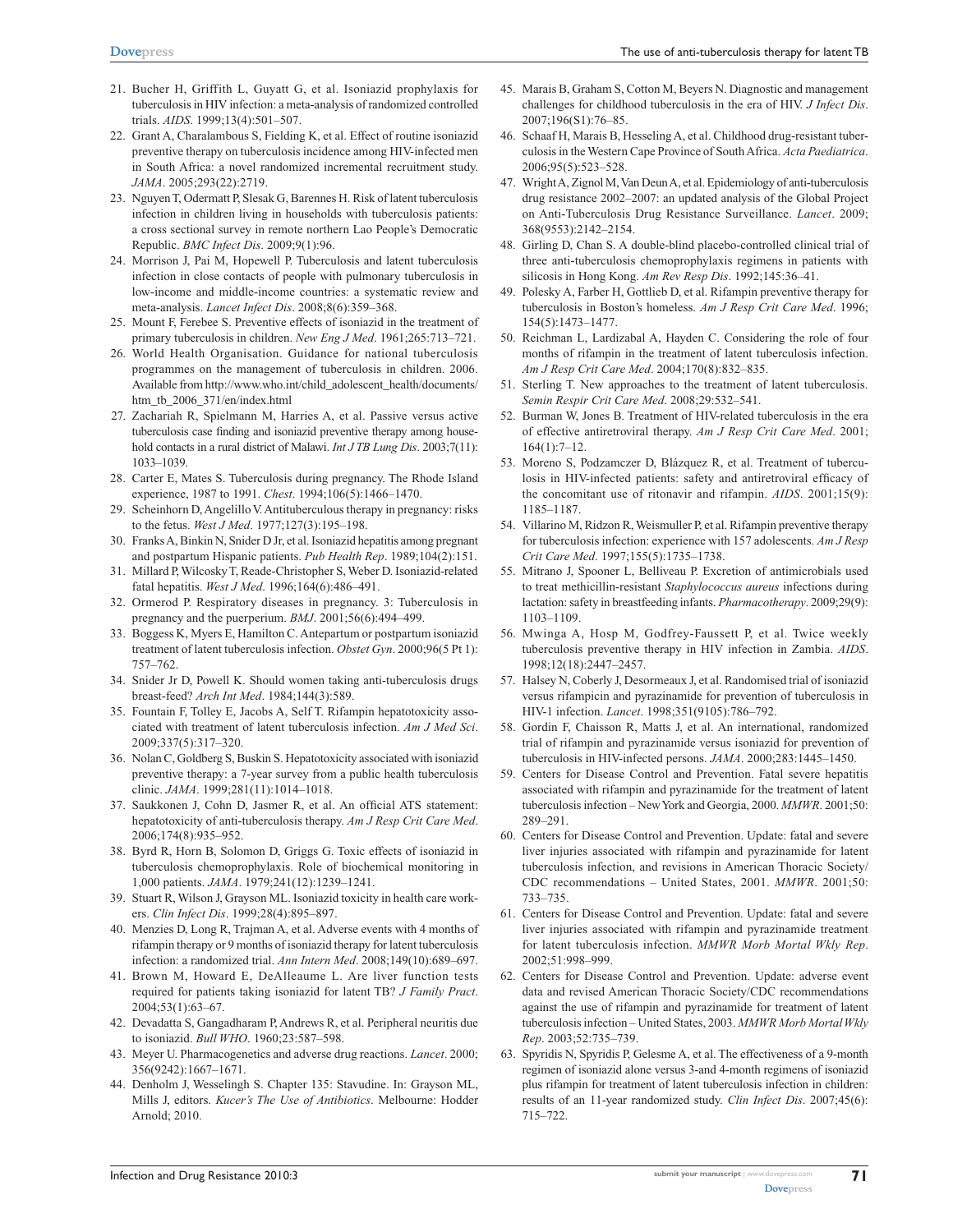21. Bucher H, Griffith L, Guyatt G, et al. Isoniazid prophylaxis for tuberculosis in HIV infection: a meta-analysis of randomized controlled trials. *AIDS*. 1999;13(4):501–507.
22. Grant A, Charalambous S, Fielding K, et al. Effect of routine isoniazid preventive therapy on tuberculosis incidence among HIV-infected men in South Africa: a novel randomized incremental recruitment study. *JAMA*. 2005;293(22):2719.
23. Nguyen T, Odermatt P, Slesak G, Barennes H. Risk of latent tuberculosis infection in children living in households with tuberculosis patients: a cross sectional survey in remote northern Lao People's Democratic Republic. *BMC Infect Dis*. 2009;9(1):96.
24. Morrison J, Pai M, Hopewell P. Tuberculosis and latent tuberculosis infection in close contacts of people with pulmonary tuberculosis in low-income and middle-income countries: a systematic review and meta-analysis. *Lancet Infect Dis*. 2008;8(6):359–368.
25. Mount F, Ferebee S. Preventive effects of isoniazid in the treatment of primary tuberculosis in children. *New Eng J Med*. 1961;265:713–721.
26. World Health Organisation. Guidance for national tuberculosis programmes on the management of tuberculosis in children. 2006. Available from http://www.who.int/child_adolescent_health/documents/htm_tb_2006_371/en/index.html
27. Zachariah R, Spielmann M, Harries A, et al. Passive versus active tuberculosis case finding and isoniazid preventive therapy among household contacts in a rural district of Malawi. *Int J TB Lung Dis*. 2003;7(11):1033–1039.
28. Carter E, Mates S. Tuberculosis during pregnancy. The Rhode Island experience, 1987 to 1991. *Chest*. 1994;106(5):1466–1470.
29. Scheinhorn D, Angelillo V. Antituberculous therapy in pregnancy: risks to the fetus. *West J Med*. 1977;127(3):195–198.
30. Franks A, Binkin N, Snider D Jr, et al. Isoniazid hepatitis among pregnant and postpartum Hispanic patients. *Pub Health Rep*. 1989;104(2):151.
31. Millard P, Wilcosky T, Reade-Christopher S, Weber D. Isoniazid-related fatal hepatitis. *West J Med*. 1996;164(6):486–491.
32. Ormerod P. Respiratory diseases in pregnancy. 3: Tuberculosis in pregnancy and the puerperium. *BMJ*. 2001;56(6):494–499.
33. Boggess K, Myers E, Hamilton C. Antepartum or postpartum isoniazid treatment of latent tuberculosis infection. *Obstet Gyn*. 2000;96(5 Pt 1):757–762.
34. Snider Jr D, Powell K. Should women taking anti-tuberculosis drugs breast-feed? *Arch Int Med*. 1984;144(3):589.
35. Fountain F, Tolley E, Jacobs A, Self T. Rifampin hepatotoxicity associated with treatment of latent tuberculosis infection. *Am J Med Sci*. 2009;337(5):317–320.
36. Nolan C, Goldberg S, Buskin S. Hepatotoxicity associated with isoniazid preventive therapy: a 7-year survey from a public health tuberculosis clinic. *JAMA*. 1999;281(11):1014–1018.
37. Saukkonen J, Cohn D, Jasmer R, et al. An official ATS statement: hepatotoxicity of anti-tuberculosis therapy. *Am J Resp Crit Care Med*. 2006;174(8):935–952.
38. Byrd R, Horn B, Solomon D, Griggs G. Toxic effects of isoniazid in tuberculosis chemoprophylaxis. Role of biochemical monitoring in 1,000 patients. *JAMA*. 1979;241(12):1239–1241.
39. Stuart R, Wilson J, Grayson ML. Isoniazid toxicity in health care workers. *Clin Infect Dis*. 1999;28(4):895–897.
40. Menzies D, Long R, Trajman A, et al. Adverse events with 4 months of rifampin therapy or 9 months of isoniazid therapy for latent tuberculosis infection: a randomized trial. *Ann Intern Med*. 2008;149(10):689–697.
41. Brown M, Howard E, DeAlleaume L. Are liver function tests required for patients taking isoniazid for latent TB? *J Family Pract*. 2004;53(1):63–67.
42. Devadatta S, Gangadharam P, Andrews R, et al. Peripheral neuritis due to isoniazid. *Bull WHO*. 1960;23:587–598.
43. Meyer U. Pharmacogenetics and adverse drug reactions. *Lancet*. 2000;356(9242):1667–1671.
44. Denholm J, Wesselingh S. Chapter 135: Stavudine. In: Grayson ML, Mills J, editors. *Kucer's The Use of Antibiotics*. Melbourne: Hodder Arnold; 2010.
45. Marais B, Graham S, Cotton M, Beyers N. Diagnostic and management challenges for childhood tuberculosis in the era of HIV. *J Infect Dis*. 2007;196(S1):76–85.
46. Schaaf H, Marais B, Hesseling A, et al. Childhood drug-resistant tuberculosis in the Western Cape Province of South Africa. *Acta Paediatrica*. 2006;95(5):523–528.
47. Wright A, Zignol M, Van Deun A, et al. Epidemiology of anti-tuberculosis drug resistance 2002–2007: an updated analysis of the Global Project on Anti-Tuberculosis Drug Resistance Surveillance. *Lancet*. 2009;368(9553):2142–2154.
48. Girling D, Chan S. A double-blind placebo-controlled clinical trial of three anti-tuberculosis chemoprophylaxis regimens in patients with silicosis in Hong Kong. *Am Rev Resp Dis*. 1992;145:36–41.
49. Polesky A, Farber H, Gottlieb D, et al. Rifampin preventive therapy for tuberculosis in Boston's homeless. *Am J Resp Crit Care Med*. 1996;154(5):1473–1477.
50. Reichman L, Lardizabal A, Hayden C. Considering the role of four months of rifampin in the treatment of latent tuberculosis infection. *Am J Resp Crit Care Med*. 2004;170(8):832–835.
51. Sterling T. New approaches to the treatment of latent tuberculosis. *Semin Respir Crit Care Med*. 2008;29:532–541.
52. Burman W, Jones B. Treatment of HIV-related tuberculosis in the era of effective antiretroviral therapy. *Am J Resp Crit Care Med*. 2001;164(1):7–12.
53. Moreno S, Podzamczer D, Blázquez R, et al. Treatment of tuberculosis in HIV-infected patients: safety and antiretroviral efficacy of the concomitant use of ritonavir and rifampin. *AIDS*. 2001;15(9):1185–1187.
54. Villarino M, Ridzon R, Weismuller P, et al. Rifampin preventive therapy for tuberculosis infection: experience with 157 adolescents. *Am J Resp Crit Care Med*. 1997;155(5):1735–1738.
55. Mitrano J, Spooner L, Belliveau P. Excretion of antimicrobials used to treat methicillin-resistant *Staphylococcus aureus* infections during lactation: safety in breastfeeding infants. *Pharmacotherapy*. 2009;29(9):1103–1109.
56. Mwinga A, Hosp M, Godfrey-Faussett P, et al. Twice weekly tuberculosis preventive therapy in HIV infection in Zambia. *AIDS*. 1998;12(18):2447–2457.
57. Halsey N, Coberly J, Desormeaux J, et al. Randomised trial of isoniazid versus rifampicin and pyrazinamide for prevention of tuberculosis in HIV-1 infection. *Lancet*. 1998;351(9105):786–792.
58. Gordin F, Chaisson R, Matts J, et al. An international, randomized trial of rifampin and pyrazinamide versus isoniazid for prevention of tuberculosis in HIV-infected persons. *JAMA*. 2000;283:1445–1450.
59. Centers for Disease Control and Prevention. Fatal severe hepatitis associated with rifampin and pyrazinamide for the treatment of latent tuberculosis infection – New York and Georgia, 2000. *MMWR*. 2001;50:289–291.
60. Centers for Disease Control and Prevention. Update: fatal and severe liver injuries associated with rifampin and pyrazinamide for latent tuberculosis infection, and revisions in American Thoracic Society/CDC recommendations – United States, 2001. *MMWR*. 2001;50:733–735.
61. Centers for Disease Control and Prevention. Update: fatal and severe liver injuries associated with rifampin and pyrazinamide treatment for latent tuberculosis infection. *MMWR Morb Mortal Wkly Rep*. 2002;51:998–999.
62. Centers for Disease Control and Prevention. Update: adverse event data and revised American Thoracic Society/CDC recommendations against the use of rifampin and pyrazinamide for treatment of latent tuberculosis infection – United States, 2003. *MMWR Morb Mortal Wkly Rep*. 2003;52:735–739.
63. Spyridis N, Spyridis P, Gelesme A, et al. The effectiveness of a 9-month regimen of isoniazid alone versus 3-and 4-month regimens of isoniazid plus rifampin for treatment of latent tuberculosis infection in children: results of an 11-year randomized study. *Clin Infect Dis*. 2007;45(6):715–722.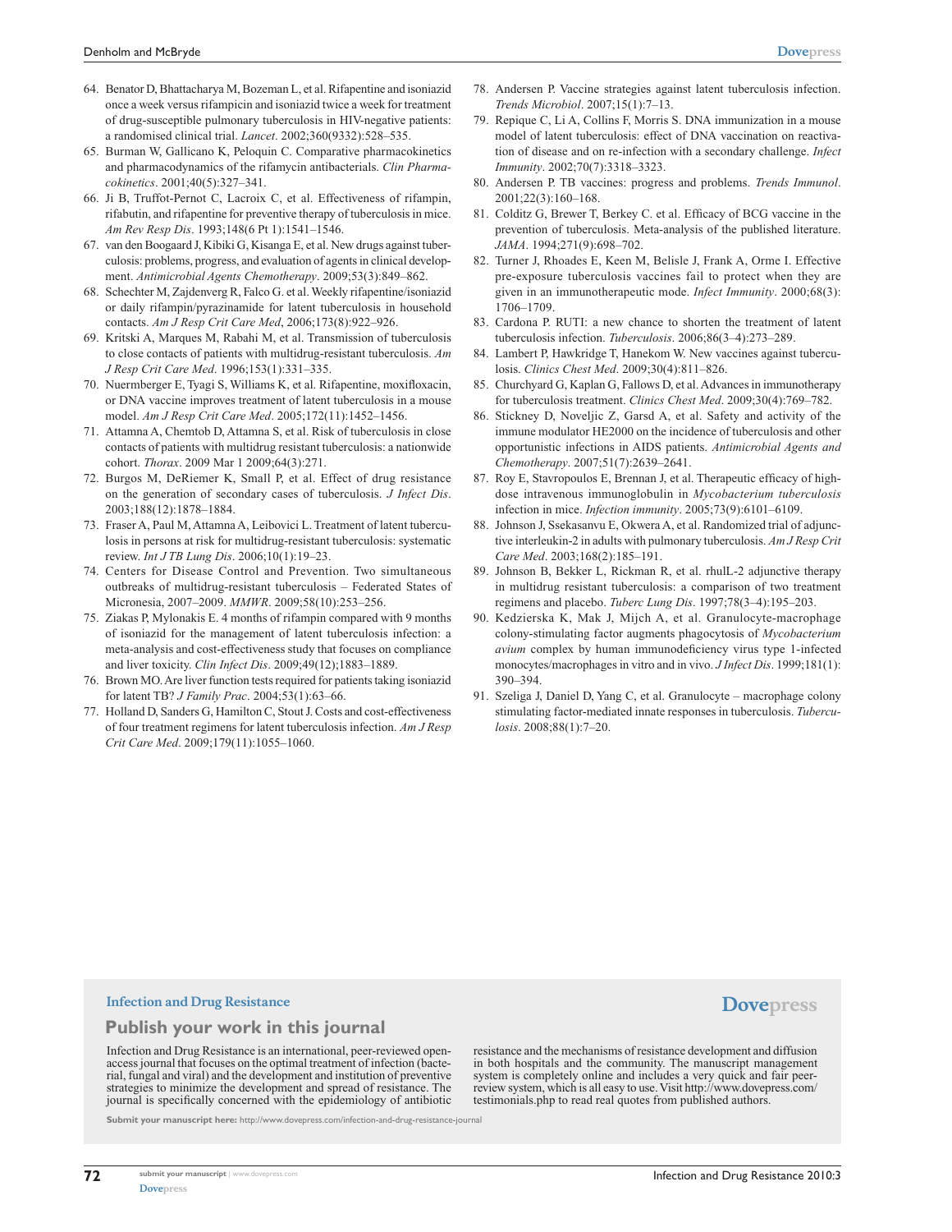64. Benator D, Bhattacharya M, Bozeman L, et al. Rifapentine and isoniazid once a week versus rifampicin and isoniazid twice a week for treatment of drug-susceptible pulmonary tuberculosis in HIV-negative patients: a randomised clinical trial. *Lancet*. 2002;360(9332):528–535.
65. Burman W, Gallicano K, Peloquin C. Comparative pharmacokinetics and pharmacodynamics of the rifamycin antibacterials. *Clin Pharmacokinetics*. 2001;40(5):327–341.
66. Ji B, Truffot-Pernot C, Lacroix C, et al. Effectiveness of rifampin, rifabutin, and rifapentine for preventive therapy of tuberculosis in mice. *Am Rev Resp Dis*. 1993;148(6 Pt 1):1541–1546.
67. van den Boogaard J, Kibiki G, Kisanga E, et al. New drugs against tuberculosis: problems, progress, and evaluation of agents in clinical development. *Antimicrobial Agents Chemotherapy*. 2009;53(3):849–862.
68. Schechter M, Zajdenverg R, Falco G. et al. Weekly rifapentine/isoniazid or daily rifampin/pyrazinamide for latent tuberculosis in household contacts. *Am J Resp Crit Care Med*, 2006;173(8):922–926.
69. Kritski A, Marques M, Rabahi M, et al. Transmission of tuberculosis to close contacts of patients with multidrug-resistant tuberculosis. *Am J Resp Crit Care Med*. 1996;153(1):331–335.
70. Nuermberger E, Tyagi S, Williams K, et al. Rifapentine, moxifloxacin, or DNA vaccine improves treatment of latent tuberculosis in a mouse model. *Am J Resp Crit Care Med*. 2005;172(11):1452–1456.
71. Attamna A, Chemtob D, Attamna S, et al. Risk of tuberculosis in close contacts of patients with multidrug resistant tuberculosis: a nationwide cohort. *Thorax*. 2009 Mar 1 2009;64(3):271.
72. Burgos M, DeRiemer K, Small P, et al. Effect of drug resistance on the generation of secondary cases of tuberculosis. *J Infect Dis*. 2003;188(12):1878–1884.
73. Fraser A, Paul M, Attamna A, Leibovici L. Treatment of latent tuberculosis in persons at risk for multidrug-resistant tuberculosis: systematic review. *Int J TB Lung Dis*. 2006;10(1):19–23.
74. Centers for Disease Control and Prevention. Two simultaneous outbreaks of multidrug-resistant tuberculosis – Federated States of Micronesia, 2007–2009. *MMWR*. 2009;58(10):253–256.
75. Ziakas P, Mylonakis E. 4 months of rifampin compared with 9 months of isoniazid for the management of latent tuberculosis infection: a meta-analysis and cost-effectiveness study that focuses on compliance and liver toxicity. *Clin Infect Dis*. 2009;49(12);1883–1889.
76. Brown MO. Are liver function tests required for patients taking isoniazid for latent TB? *J Family Prac*. 2004;53(1):63–66.
77. Holland D, Sanders G, Hamilton C, Stout J. Costs and cost-effectiveness of four treatment regimens for latent tuberculosis infection. *Am J Resp Crit Care Med*. 2009;179(11):1055–1060.
78. Andersen P. Vaccine strategies against latent tuberculosis infection. *Trends Microbiol*. 2007;15(1):7–13.
79. Repique C, Li A, Collins F, Morris S. DNA immunization in a mouse model of latent tuberculosis: effect of DNA vaccination on reactivation of disease and on re-infection with a secondary challenge. *Infect Immunity*. 2002;70(7):3318–3323.
80. Andersen P. TB vaccines: progress and problems. *Trends Immunol*. 2001;22(3):160–168.
81. Colditz G, Brewer T, Berkey C. et al. Efficacy of BCG vaccine in the prevention of tuberculosis. Meta-analysis of the published literature. *JAMA*. 1994;271(9):698–702.
82. Turner J, Rhoades E, Keen M, Belisle J, Frank A, Orme I. Effective pre-exposure tuberculosis vaccines fail to protect when they are given in an immunotherapeutic mode. *Infect Immunity*. 2000;68(3): 1706–1709.
83. Cardona P. RUTI: a new chance to shorten the treatment of latent tuberculosis infection. *Tuberculosis*. 2006;86(3–4):273–289.
84. Lambert P, Hawkridge T, Hanekom W. New vaccines against tuberculosis. *Clinics Chest Med*. 2009;30(4):811–826.
85. Churchyard G, Kaplan G, Fallows D, et al. Advances in immunotherapy for tuberculosis treatment. *Clinics Chest Med*. 2009;30(4):769–782.
86. Stickney D, Noveljic Z, Garsd A, et al. Safety and activity of the immune modulator HE2000 on the incidence of tuberculosis and other opportunistic infections in AIDS patients. *Antimicrobial Agents and Chemotherapy*. 2007;51(7):2639–2641.
87. Roy E, Stavropoulos E, Brennan J, et al. Therapeutic efficacy of high-dose intravenous immunoglobulin in *Mycobacterium tuberculosis* infection in mice. *Infection immunity*. 2005;73(9):6101–6109.
88. Johnson J, Ssekasanvu E, Okwera A, et al. Randomized trial of adjunctive interleukin-2 in adults with pulmonary tuberculosis. *Am J Resp Crit Care Med*. 2003;168(2):185–191.
89. Johnson B, Bekker L, Rickman R, et al. rhuIL-2 adjunctive therapy in multidrug resistant tuberculosis: a comparison of two treatment regimens and placebo. *Tuberc Lung Dis*. 1997;78(3–4):195–203.
90. Kedzierska K, Mak J, Mijch A, et al. Granulocyte-macrophage colony-stimulating factor augments phagocytosis of *Mycobacterium avium* complex by human immunodeficiency virus type 1-infected monocytes/macrophages in vitro and in vivo. *J Infect Dis*. 1999;181(1): 390–394.
91. Szeliga J, Daniel D, Yang C, et al. Granulocyte – macrophage colony stimulating factor-mediated innate responses in tuberculosis. *Tuberculosis*. 2008;88(1):7–20.

**Infection and Drug Resistance**

## Publish your work in this journal

Infection and Drug Resistance is an international, peer-reviewed open-access journal that focuses on the optimal treatment of infection (bacterial, fungal and viral) and the development and institution of preventive strategies to minimize the development and spread of resistance. The journal is specifically concerned with the epidemiology of antibiotic resistance and the mechanisms of resistance development and diffusion in both hospitals and the community. The manuscript management system is completely online and includes a very quick and fair peer-review system, which is all easy to use. Visit http://www.dovepress.com/testimonials.php to read real quotes from published authors.

**Submit your manuscript here:** http://www.dovepress.com/infection-and-drug-resistance-journal